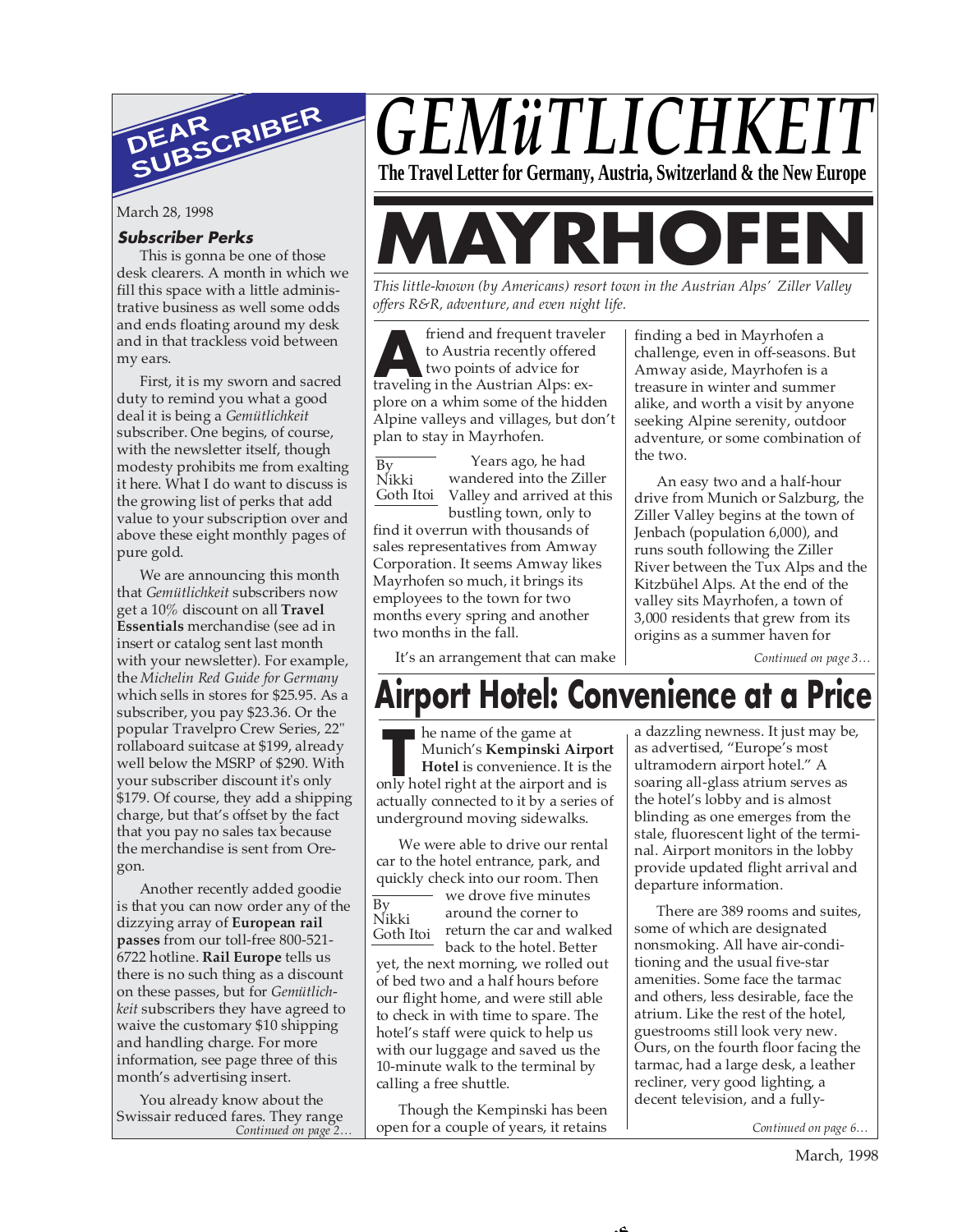# GEMüTLICHKEIT

**The Travel Letter for Germany, Austria, Switzerland & the New Europe**

## DEAR SUBSCRIBER

March 28, 1998

### Subscriber Perks

This is gonna be one of those desk clearers. A month in which we fill this space with a little administrative business as well some odds and ends floating around my desk and in that trackless void between my ears.

First, it is my sworn and sacred duty to remind you what a good deal it is being a *Gemütlichkeit* subscriber. One begins, of course, with the newsletter itself, though modesty prohibits me from exalting it here. What I do want to discuss is the growing list of perks that add value to your subscription over and above these eight monthly pages of pure gold.

We are announcing this month that *Gemütlichkeit* subscribers now get a 10% discount on all **Travel Essentials** merchandise (see ad in insert or catalog sent last month with your newsletter). For example, the *Michelin Red Guide for Germany* which sells in stores for $25.95. As a subscriber, you pay $23.36. Or the popular Travelpro Crew Series, 22" rollaboard suitcase at $199, already well below the MSRP of $290. With your subscriber discount it's only $179. Of course, they add a shipping charge, but that's offset by the fact that you pay no sales tax because the merchandise is sent from Oregon.

Another recently added goodie is that you can now order any of the dizzying array of **European rail passes** from our toll-free 800-521-6722 hotline. **Rail Europe** tells us there is no such thing as a discount on these passes, but for *Gemütlichkeit* subscribers they have agreed to waive the customary $10 shipping and handling charge. For more information, see page three of this month's advertising insert.

You already know about the Swissair reduced fares. They range

*Continued on page 2…*

# MAYRHOFEN

*This little-known (by Americans) resort town in the Austrian Alps' Ziller Valley offers R&R, adventure, and even night life.*

By Nikki Goth Itoi

A friend and frequent traveler to Austria recently offered two points of advice for traveling in the Austrian Alps: explore on a whim some of the hidden Alpine valleys and villages, but don't plan to stay in Mayrhofen.

Years ago, he had wandered into the Ziller Valley and arrived at this bustling town, only to find it overrun with thousands of sales representatives from Amway Corporation. It seems Amway likes Mayrhofen so much, it brings its employees to the town for two months every spring and another two months in the fall.

It's an arrangement that can make finding a bed in Mayrhofen a challenge, even in off-seasons. But Amway aside, Mayrhofen is a treasure in winter and summer alike, and worth a visit by anyone seeking Alpine serenity, outdoor adventure, or some combination of the two.

An easy two and a half-hour drive from Munich or Salzburg, the Ziller Valley begins at the town of Jenbach (population 6,000), and runs south following the Ziller River between the Tux Alps and the Kitzbühel Alps. At the end of the valley sits Mayrhofen, a town of 3,000 residents that grew from its origins as a summer haven for

*Continued on page 3…*

# Airport Hotel: Convenience at a Price

By Nikki Goth Itoi

The name of the game at Munich's **Kempinski Airport Hotel** is convenience. It is the only hotel right at the airport and is actually connected to it by a series of underground moving sidewalks.

We were able to drive our rental car to the hotel entrance, park, and quickly check into our room. Then we drove five minutes around the corner to return the car and walked back to the hotel. Better yet, the next morning, we rolled out of bed two and a half hours before our flight home, and were still able to check in with time to spare. The hotel's staff were quick to help us with our luggage and saved us the 10-minute walk to the terminal by calling a free shuttle.

Though the Kempinski has been open for a couple of years, it retains a dazzling newness. It just may be, as advertised, "Europe's most ultramodern airport hotel." A soaring all-glass atrium serves as the hotel's lobby and is almost blinding as one emerges from the stale, fluorescent light of the terminal. Airport monitors in the lobby provide updated flight arrival and departure information.

There are 389 rooms and suites, some of which are designated nonsmoking. All have air-conditioning and the usual five-star amenities. Some face the tarmac and others, less desirable, face the atrium. Like the rest of the hotel, guestrooms still look very new. Ours, on the fourth floor facing the tarmac, had a large desk, a leather recliner, very good lighting, a decent television, and a fully-

*Continued on page 6…*

March, 1998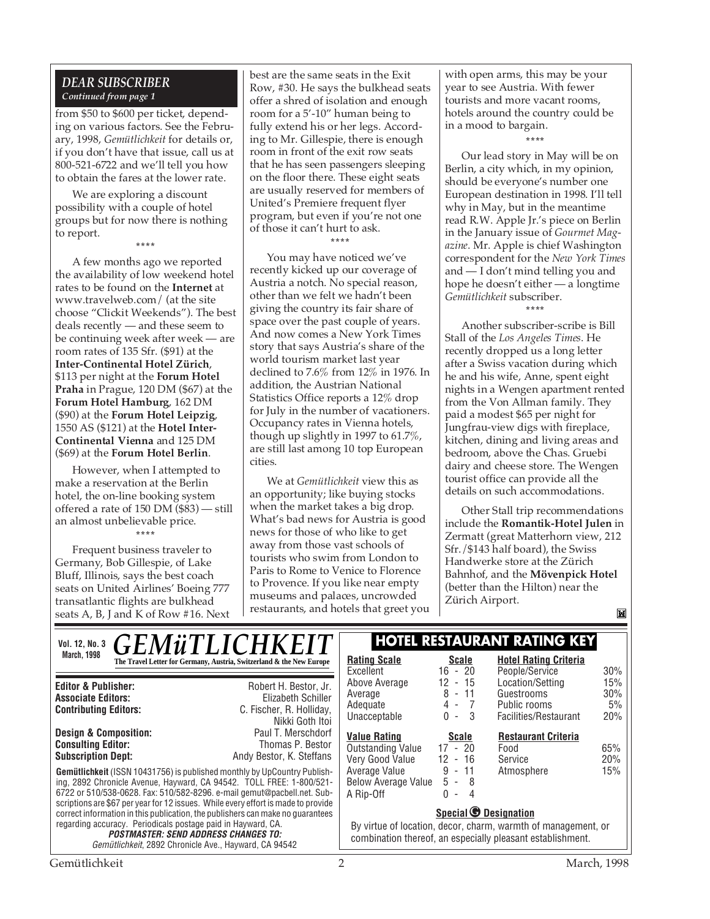## DEAR SUBSCRIBER

*Continued from page 1*

from $50 to $600 per ticket, depending on various factors. See the February, 1998, *Gemütlichkeit* for details or, if you don't have that issue, call us at 800-521-6722 and we'll tell you how to obtain the fares at the lower rate.

We are exploring a discount possibility with a couple of hotel groups but for now there is nothing to report.

\*\*\*\*

A few months ago we reported the availability of low weekend hotel rates to be found on the **Internet** at www.travelweb.com/ (at the site choose "Clickit Weekends"). The best deals recently — and these seem to be continuing week after week — are room rates of 135 Sfr. ($91) at the **Inter-Continental Hotel Zürich**, $113 per night at the **Forum Hotel Praha** in Prague, 120 DM ($67) at the **Forum Hotel Hamburg**, 162 DM ($90) at the **Forum Hotel Leipzig**, 1550 AS ($121) at the **Hotel Inter-Continental Vienna** and 125 DM ($69) at the **Forum Hotel Berlin**.

However, when I attempted to make a reservation at the Berlin hotel, the on-line booking system offered a rate of 150 DM ($83) — still an almost unbelievable price.

\*\*\*\*

Frequent business traveler to Germany, Bob Gillespie, of Lake Bluff, Illinois, says the best coach seats on United Airlines' Boeing 777 transatlantic flights are bulkhead seats A, B, J and K of Row #16. Next best are the same seats in the Exit Row, #30. He says the bulkhead seats offer a shred of isolation and enough room for a 5'-10" human being to fully extend his or her legs. According to Mr. Gillespie, there is enough room in front of the exit row seats that he has seen passengers sleeping on the floor there. These eight seats are usually reserved for members of United's Premiere frequent flyer program, but even if you're not one of those it can't hurt to ask.

\*\*\*\*

You may have noticed we've recently kicked up our coverage of Austria a notch. No special reason, other than we felt we hadn't been giving the country its fair share of space over the past couple of years. And now comes a New York Times story that says Austria's share of the world tourism market last year declined to 7.6% from 12% in 1976. In addition, the Austrian National Statistics Office reports a 12% drop for July in the number of vacationers. Occupancy rates in Vienna hotels, though up slightly in 1997 to 61.7%, are still last among 10 top European cities.

We at *Gemütlichkeit* view this as an opportunity; like buying stocks when the market takes a big drop. What's bad news for Austria is good news for those of who like to get away from those vast schools of tourists who swim from London to Paris to Rome to Venice to Florence to Provence. If you like near empty museums and palaces, uncrowded restaurants, and hotels that greet you with open arms, this may be your year to see Austria. With fewer tourists and more vacant rooms, hotels around the country could be in a mood to bargain.

\*\*\*\*

Our lead story in May will be on Berlin, a city which, in my opinion, should be everyone's number one European destination in 1998. I'll tell why in May, but in the meantime read R.W. Apple Jr.'s piece on Berlin in the January issue of *Gourmet Magazine*. Mr. Apple is chief Washington correspondent for the *New York Times* and — I don't mind telling you and hope he doesn't either — a longtime *Gemütlichkeit* subscriber.

\*\*\*\*

Another subscriber-scribe is Bill Stall of the *Los Angeles Times*. He recently dropped us a long letter after a Swiss vacation during which he and his wife, Anne, spent eight nights in a Wengen apartment rented from the Von Allman family. They paid a modest $65 per night for Jungfrau-view digs with fireplace, kitchen, dining and living areas and bedroom, above the Chas. Gruebi dairy and cheese store. The Wengen tourist office can provide all the details on such accommodations.

Other Stall trip recommendations include the **Romantik-Hotel Julen** in Zermatt (great Matterhorn view, 212 Sfr./$143 half board), the Swiss Handwerke store at the Zürich Bahnhof, and the **Mövenpick Hotel** (better than the Hilton) near the Zürich Airport.

---

**Vol. 12, No. 3 — March, 1998**

# GEMüTLICHKEIT

**The Travel Letter for Germany, Austria, Switzerland & the New Europe**

| | |
|---|---|
| **Editor & Publisher:** | Robert H. Bestor, Jr. |
| **Associate Editors:** | Elizabeth Schiller |
| **Contributing Editors:** | C. Fischer, R. Holliday, Nikki Goth Itoi |
| **Design & Composition:** | Paul T. Merschdorf |
| **Consulting Editor:** | Thomas P. Bestor |
| **Subscription Dept:** | Andy Bestor, K. Steffans |

**Gemütlichkeit** (ISSN 10431756) is published monthly by UpCountry Publishing, 2892 Chronicle Avenue, Hayward, CA 94542. TOLL FREE: 1-800/521-6722 or 510/538-0628. Fax: 510/582-8296. e-mail gemut@pacbell.net. Subscriptions are $67 per year for 12 issues. While every effort is made to provide correct information in this publication, the publishers can make no guarantees regarding accuracy. Periodicals postage paid in Hayward, CA.

***POSTMASTER: SEND ADDRESS CHANGES TO:***
*Gemütlichkeit*, 2892 Chronicle Ave., Hayward, CA 94542

## HOTEL RESTAURANT RATING KEY

| **Rating Scale** | **Scale** |
|---|---|
| Excellent | 16 - 20 |
| Above Average | 12 - 15 |
| Average | 8 - 11 |
| Adequate | 4 - 7 |
| Unacceptable | 0 - 3 |

| **Hotel Rating Criteria** | |
|---|---|
| People/Service | 30% |
| Location/Setting | 15% |
| Guestrooms | 30% |
| Public rooms | 5% |
| Facilities/Restaurant | 20% |

| **Value Rating** | **Scale** |
|---|---|
| Outstanding Value | 17 - 20 |
| Very Good Value | 12 - 16 |
| Average Value | 9 - 11 |
| Below Average Value | 5 - 8 |
| A Rip-Off | 0 - 4 |

| **Restaurant Criteria** | |
|---|---|
| Food | 65% |
| Service | 20% |
| Atmosphere | 15% |

**Special G Designation**

By virtue of location, decor, charm, warmth of management, or combination thereof, an especially pleasant establishment.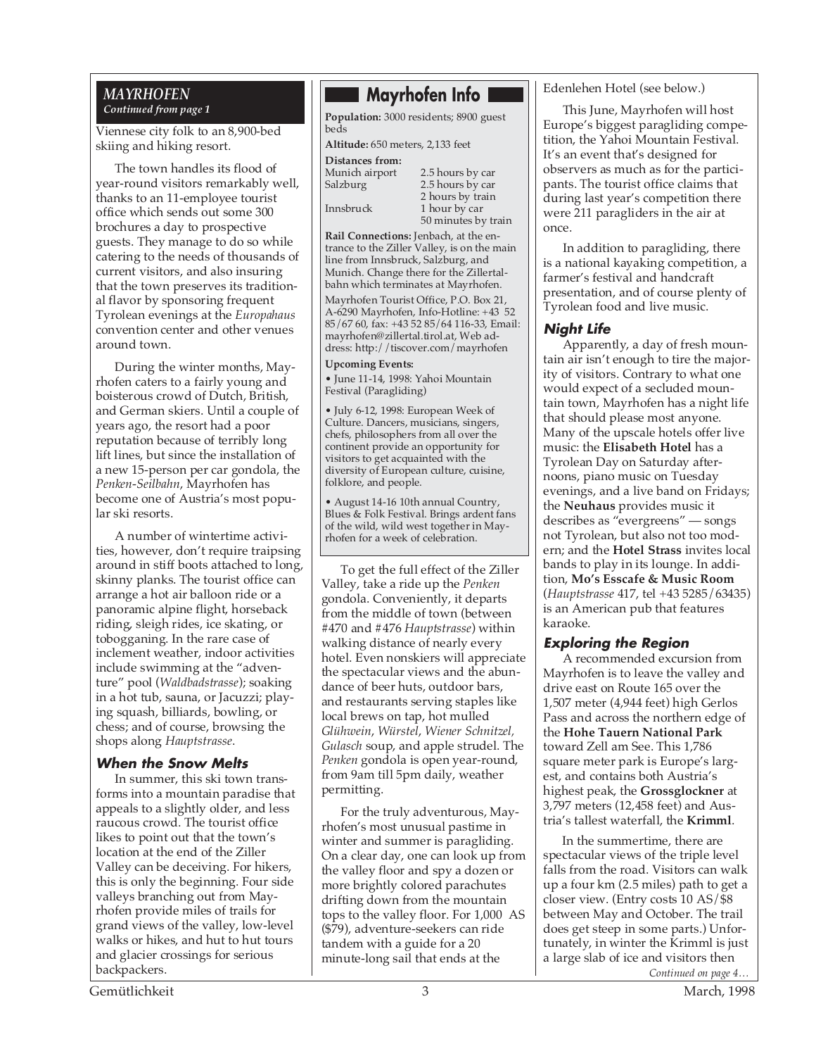## MAYRHOFEN

***Continued from page 1***

Viennese city folk to an 8,900-bed skiing and hiking resort.

The town handles its flood of year-round visitors remarkably well, thanks to an 11-employee tourist office which sends out some 300 brochures a day to prospective guests. They manage to do so while catering to the needs of thousands of current visitors, and also insuring that the town preserves its traditional flavor by sponsoring frequent Tyrolean evenings at the *Europahaus* convention center and other venues around town.

During the winter months, Mayrhofen caters to a fairly young and boisterous crowd of Dutch, British, and German skiers. Until a couple of years ago, the resort had a poor reputation because of terribly long lift lines, but since the installation of a new 15-person per car gondola, the *Penken-Seilbahn*, Mayrhofen has become one of Austria's most popular ski resorts.

A number of wintertime activities, however, don't require traipsing around in stiff boots attached to long, skinny planks. The tourist office can arrange a hot air balloon ride or a panoramic alpine flight, horseback riding, sleigh rides, ice skating, or tobogganing. In the rare case of inclement weather, indoor activities include swimming at the "adventure" pool (*Waldbadstrasse*); soaking in a hot tub, sauna, or Jacuzzi; playing squash, billiards, bowling, or chess; and of course, browsing the shops along *Hauptstrasse*.

### When the Snow Melts

In summer, this ski town transforms into a mountain paradise that appeals to a slightly older, and less raucous crowd. The tourist office likes to point out that the town's location at the end of the Ziller Valley can be deceiving. For hikers, this is only the beginning. Four side valleys branching out from Mayrhofen provide miles of trails for grand views of the valley, low-level walks or hikes, and hut to hut tours and glacier crossings for serious backpackers.

> ### Mayrhofen Info
>
> **Population:** 3000 residents; 8900 guest beds
>
> **Altitude:** 650 meters, 2,133 feet
>
> **Distances from:**
>
> | | |
> |---|---|
> | Munich airport | 2.5 hours by car |
> | Salzburg | 2.5 hours by car<br>2 hours by train |
> | Innsbruck | 1 hour by car<br>50 minutes by train |
>
> **Rail Connections:** Jenbach, at the entrance to the Ziller Valley, is on the main line from Innsbruck, Salzburg, and Munich. Change there for the Zillertalbahn which terminates at Mayrhofen.
>
> Mayrhofen Tourist Office, P.O. Box 21, A-6290 Mayrhofen, Info-Hotline: +43 52 85/67 60, fax: +43 52 85/64 116-33, Email: mayrhofen@zillertal.tirol.at, Web address: http://tiscover.com/mayrhofen
>
> **Upcoming Events:**
>
> • June 11-14, 1998: Yahoi Mountain Festival (Paragliding)
>
> • July 6-12, 1998: European Week of Culture. Dancers, musicians, singers, chefs, philosophers from all over the continent provide an opportunity for visitors to get acquainted with the diversity of European culture, cuisine, folklore, and people.
>
> • August 14-16 10th annual Country, Blues & Folk Festival. Brings ardent fans of the wild, wild west together in Mayrhofen for a week of celebration.

To get the full effect of the Ziller Valley, take a ride up the *Penken* gondola. Conveniently, it departs from the middle of town (between #470 and #476 *Hauptstrasse*) within walking distance of nearly every hotel. Even nonskiers will appreciate the spectacular views and the abundance of beer huts, outdoor bars, and restaurants serving staples like local brews on tap, hot mulled *Glühwein*, *Würstel*, *Wiener Schnitzel, Gulasch* soup, and apple strudel. The *Penken* gondola is open year-round, from 9am till 5pm daily, weather permitting.

For the truly adventurous, Mayrhofen's most unusual pastime in winter and summer is paragliding. On a clear day, one can look up from the valley floor and spy a dozen or more brightly colored parachutes drifting down from the mountain tops to the valley floor. For 1,000 AS ($79), adventure-seekers can ride tandem with a guide for a 20 minute-long sail that ends at the Edenlehen Hotel (see below.)

This June, Mayrhofen will host Europe's biggest paragliding competition, the Yahoi Mountain Festival. It's an event that's designed for observers as much as for the participants. The tourist office claims that during last year's competition there were 211 paragliders in the air at once.

In addition to paragliding, there is a national kayaking competition, a farmer's festival and handcraft presentation, and of course plenty of Tyrolean food and live music.

### Night Life

Apparently, a day of fresh mountain air isn't enough to tire the majority of visitors. Contrary to what one would expect of a secluded mountain town, Mayrhofen has a night life that should please most anyone. Many of the upscale hotels offer live music: the **Elisabeth Hotel** has a Tyrolean Day on Saturday afternoons, piano music on Tuesday evenings, and a live band on Fridays; the **Neuhaus** provides music it describes as "evergreens" — songs not Tyrolean, but also not too modern; and the **Hotel Strass** invites local bands to play in its lounge. In addition, **Mo's Esscafe & Music Room** (*Hauptstrasse* 417, tel +43 5285/63435) is an American pub that features karaoke.

### Exploring the Region

A recommended excursion from Mayrhofen is to leave the valley and drive east on Route 165 over the 1,507 meter (4,944 feet) high Gerlos Pass and across the northern edge of the **Hohe Tauern National Park** toward Zell am See. This 1,786 square meter park is Europe's largest, and contains both Austria's highest peak, the **Grossglockner** at 3,797 meters (12,458 feet) and Austria's tallest waterfall, the **Krimml**.

In the summertime, there are spectacular views of the triple level falls from the road. Visitors can walk up a four km (2.5 miles) path to get a closer view. (Entry costs 10 AS/$8 between May and October. The trail does get steep in some parts.) Unfortunately, in winter the Krimml is just a large slab of ice and visitors then

*Continued on page 4…*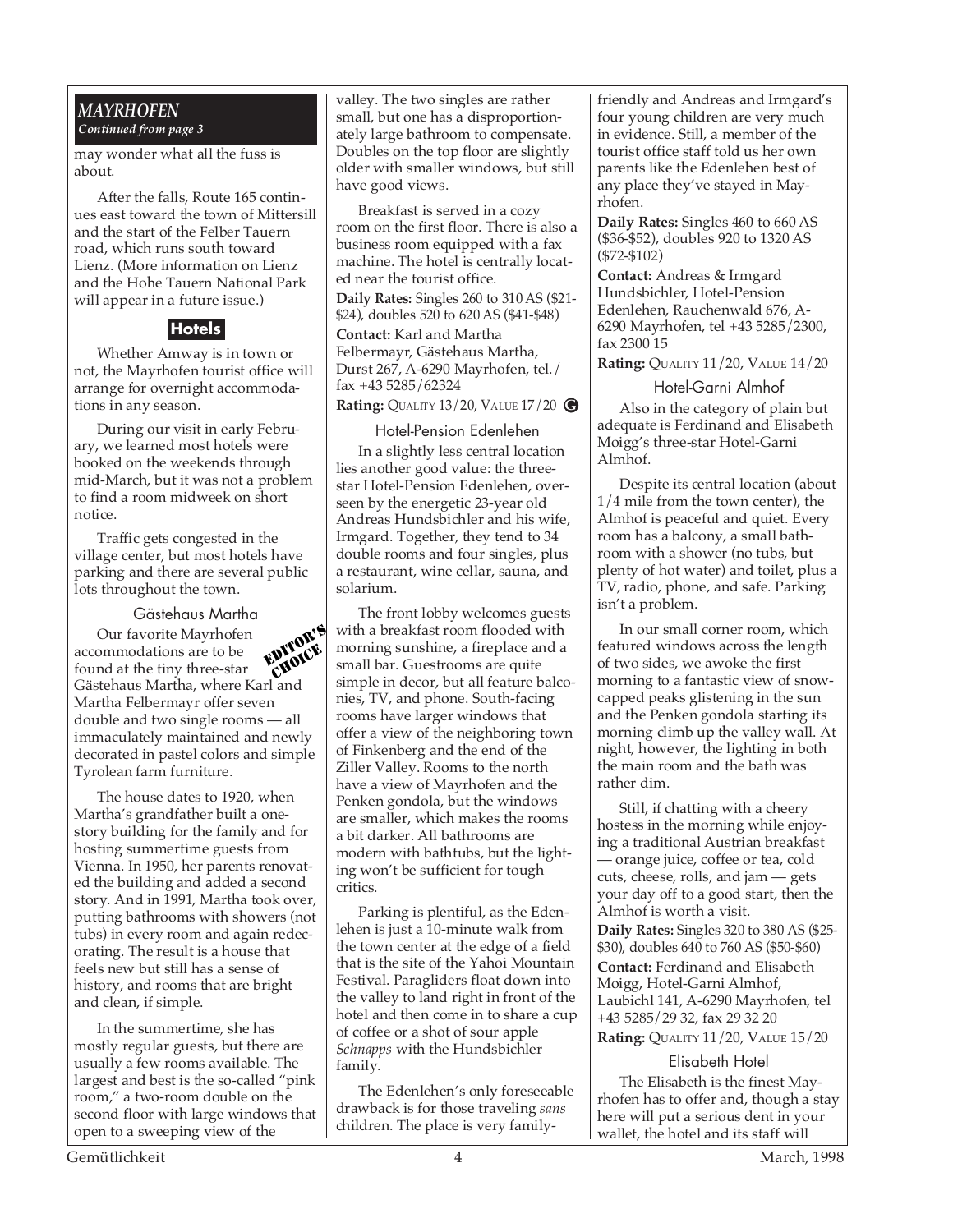*MAYRHOFEN*
*Continued from page 3*

may wonder what all the fuss is about.

After the falls, Route 165 continues east toward the town of Mittersill and the start of the Felber Tauern road, which runs south toward Lienz. (More information on Lienz and the Hohe Tauern National Park will appear in a future issue.)

## Hotels

Whether Amway is in town or not, the Mayrhofen tourist office will arrange for overnight accommodations in any season.

During our visit in early February, we learned most hotels were booked on the weekends through mid-March, but it was not a problem to find a room midweek on short notice.

Traffic gets congested in the village center, but most hotels have parking and there are several public lots throughout the town.

### Gästehaus Martha

EDITOR'S CHOICE

Our favorite Mayrhofen accommodations are to be found at the tiny three-star Gästehaus Martha, where Karl and Martha Felbermayr offer seven double and two single rooms — all immaculately maintained and newly decorated in pastel colors and simple Tyrolean farm furniture.

The house dates to 1920, when Martha's grandfather built a one-story building for the family and for hosting summertime guests from Vienna. In 1950, her parents renovated the building and added a second story. And in 1991, Martha took over, putting bathrooms with showers (not tubs) in every room and again redecorating. The result is a house that feels new but still has a sense of history, and rooms that are bright and clean, if simple.

In the summertime, she has mostly regular guests, but there are usually a few rooms available. The largest and best is the so-called "pink room," a two-room double on the second floor with large windows that open to a sweeping view of the valley. The two singles are rather small, but one has a disproportionately large bathroom to compensate. Doubles on the top floor are slightly older with smaller windows, but still have good views.

Breakfast is served in a cozy room on the first floor. There is also a business room equipped with a fax machine. The hotel is centrally located near the tourist office.

**Daily Rates:** Singles 260 to 310 AS ($21-$24), doubles 520 to 620 AS ($41-$48)

**Contact:** Karl and Martha Felbermayr, Gästehaus Martha, Durst 267, A-6290 Mayrhofen, tel./fax +43 5285/62324

**Rating:** QUALITY 13/20, VALUE 17/20 G

### Hotel-Pension Edenlehen

In a slightly less central location lies another good value: the three-star Hotel-Pension Edenlehen, overseen by the energetic 23-year old Andreas Hundsbichler and his wife, Irmgard. Together, they tend to 34 double rooms and four singles, plus a restaurant, wine cellar, sauna, and solarium.

The front lobby welcomes guests with a breakfast room flooded with morning sunshine, a fireplace and a small bar. Guestrooms are quite simple in decor, but all feature balconies, TV, and phone. South-facing rooms have larger windows that offer a view of the neighboring town of Finkenberg and the end of the Ziller Valley. Rooms to the north have a view of Mayrhofen and the Penken gondola, but the windows are smaller, which makes the rooms a bit darker. All bathrooms are modern with bathtubs, but the lighting won't be sufficient for tough critics.

Parking is plentiful, as the Edenlehen is just a 10-minute walk from the town center at the edge of a field that is the site of the Yahoi Mountain Festival. Paragliders float down into the valley to land right in front of the hotel and then come in to share a cup of coffee or a shot of sour apple *Schnapps* with the Hundsbichler family.

The Edenlehen's only foreseeable drawback is for those traveling *sans* children. The place is very family-friendly and Andreas and Irmgard's four young children are very much in evidence. Still, a member of the tourist office staff told us her own parents like the Edenlehen best of any place they've stayed in Mayrhofen.

**Daily Rates:** Singles 460 to 660 AS ($36-$52), doubles 920 to 1320 AS ($72-$102)

**Contact:** Andreas & Irmgard Hundsbichler, Hotel-Pension Edenlehen, Rauchenwald 676, A-6290 Mayrhofen, tel +43 5285/2300, fax 2300 15

**Rating:** QUALITY 11/20, VALUE 14/20

### Hotel-Garni Almhof

Also in the category of plain but adequate is Ferdinand and Elisabeth Moigg's three-star Hotel-Garni Almhof.

Despite its central location (about 1/4 mile from the town center), the Almhof is peaceful and quiet. Every room has a balcony, a small bathroom with a shower (no tubs, but plenty of hot water) and toilet, plus a TV, radio, phone, and safe. Parking isn't a problem.

In our small corner room, which featured windows across the length of two sides, we awoke the first morning to a fantastic view of snow-capped peaks glistening in the sun and the Penken gondola starting its morning climb up the valley wall. At night, however, the lighting in both the main room and the bath was rather dim.

Still, if chatting with a cheery hostess in the morning while enjoying a traditional Austrian breakfast — orange juice, coffee or tea, cold cuts, cheese, rolls, and jam — gets your day off to a good start, then the Almhof is worth a visit.

**Daily Rates:** Singles 320 to 380 AS ($25-$30), doubles 640 to 760 AS ($50-$60)

**Contact:** Ferdinand and Elisabeth Moigg, Hotel-Garni Almhof, Laubichl 141, A-6290 Mayrhofen, tel +43 5285/29 32, fax 29 32 20

**Rating:** QUALITY 11/20, VALUE 15/20

### Elisabeth Hotel

The Elisabeth is the finest Mayrhofen has to offer and, though a stay here will put a serious dent in your wallet, the hotel and its staff will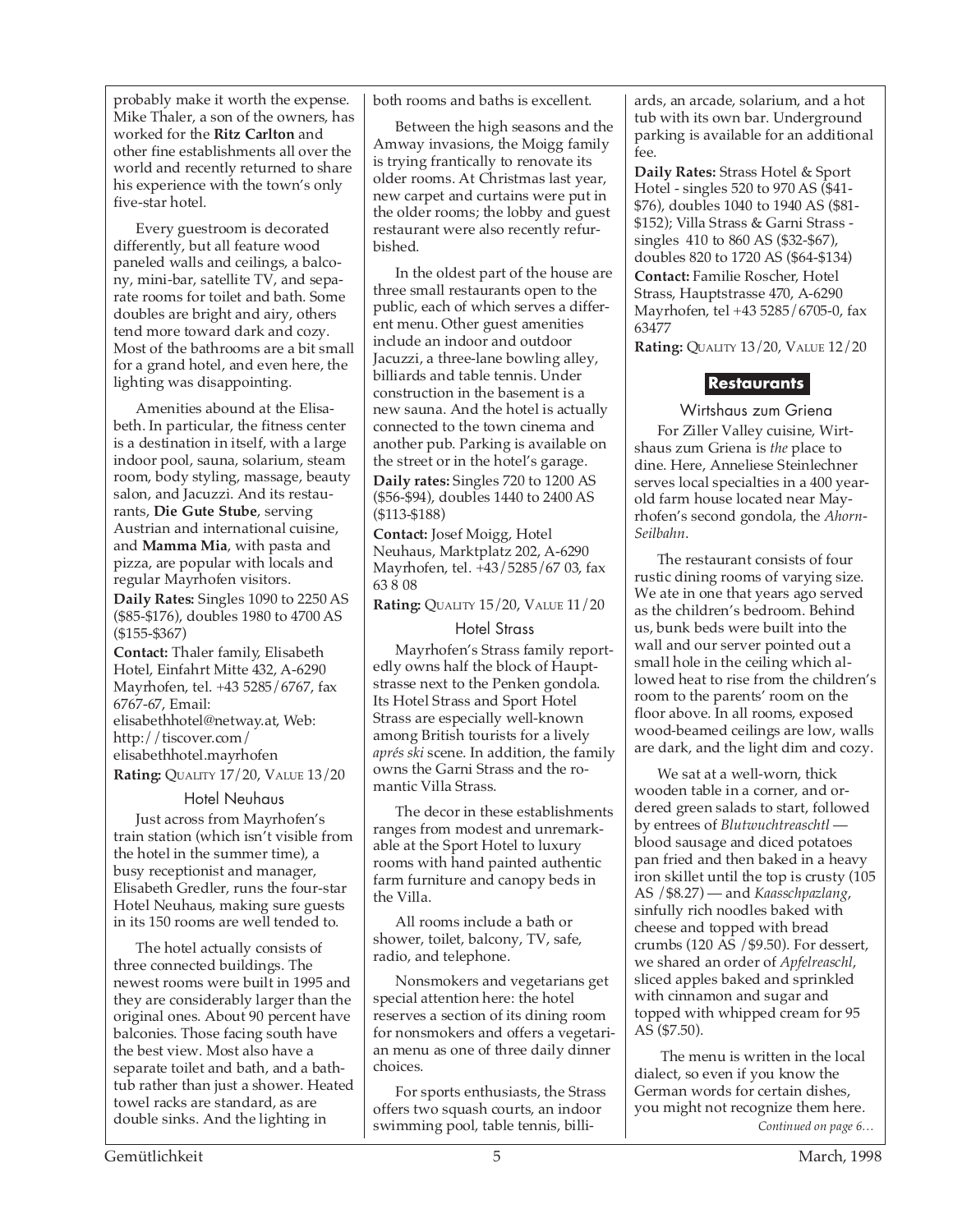probably make it worth the expense. Mike Thaler, a son of the owners, has worked for the **Ritz Carlton** and other fine establishments all over the world and recently returned to share his experience with the town's only five-star hotel.

Every guestroom is decorated differently, but all feature wood paneled walls and ceilings, a balcony, mini-bar, satellite TV, and separate rooms for toilet and bath. Some doubles are bright and airy, others tend more toward dark and cozy. Most of the bathrooms are a bit small for a grand hotel, and even here, the lighting was disappointing.

Amenities abound at the Elisabeth. In particular, the fitness center is a destination in itself, with a large indoor pool, sauna, solarium, steam room, body styling, massage, beauty salon, and Jacuzzi. And its restaurants, **Die Gute Stube**, serving Austrian and international cuisine, and **Mamma Mia**, with pasta and pizza, are popular with locals and regular Mayrhofen visitors.

**Daily Rates:** Singles 1090 to 2250 AS ($85-$176), doubles 1980 to 4700 AS ($155-$367)

**Contact:** Thaler family, Elisabeth Hotel, Einfahrt Mitte 432, A-6290 Mayrhofen, tel. +43 5285/6767, fax 6767-67, Email: elisabethhotel@netway.at, Web: http://tiscover.com/elisabethhotel.mayrhofen

**Rating:** QUALITY 17/20, VALUE 13/20

### Hotel Neuhaus

Just across from Mayrhofen's train station (which isn't visible from the hotel in the summer time), a busy receptionist and manager, Elisabeth Gredler, runs the four-star Hotel Neuhaus, making sure guests in its 150 rooms are well tended to.

The hotel actually consists of three connected buildings. The newest rooms were built in 1995 and they are considerably larger than the original ones. About 90 percent have balconies. Those facing south have the best view. Most also have a separate toilet and bath, and a bathtub rather than just a shower. Heated towel racks are standard, as are double sinks. And the lighting in both rooms and baths is excellent.

Between the high seasons and the Amway invasions, the Moigg family is trying frantically to renovate its older rooms. At Christmas last year, new carpet and curtains were put in the older rooms; the lobby and guest restaurant were also recently refurbished.

In the oldest part of the house are three small restaurants open to the public, each of which serves a different menu. Other guest amenities include an indoor and outdoor Jacuzzi, a three-lane bowling alley, billiards and table tennis. Under construction in the basement is a new sauna. And the hotel is actually connected to the town cinema and another pub. Parking is available on the street or in the hotel's garage.

**Daily rates:** Singles 720 to 1200 AS ($56-$94), doubles 1440 to 2400 AS ($113-$188)

**Contact:** Josef Moigg, Hotel Neuhaus, Marktplatz 202, A-6290 Mayrhofen, tel. +43/5285/67 03, fax 63 8 08

**Rating:** QUALITY 15/20, VALUE 11/20

### Hotel Strass

Mayrhofen's Strass family reportedly owns half the block of Hauptstrasse next to the Penken gondola. Its Hotel Strass and Sport Hotel Strass are especially well-known among British tourists for a lively *aprés ski* scene. In addition, the family owns the Garni Strass and the romantic Villa Strass.

The decor in these establishments ranges from modest and unremarkable at the Sport Hotel to luxury rooms with hand painted authentic farm furniture and canopy beds in the Villa.

All rooms include a bath or shower, toilet, balcony, TV, safe, radio, and telephone.

Nonsmokers and vegetarians get special attention here: the hotel reserves a section of its dining room for nonsmokers and offers a vegetarian menu as one of three daily dinner choices.

For sports enthusiasts, the Strass offers two squash courts, an indoor swimming pool, table tennis, billiards, an arcade, solarium, and a hot tub with its own bar. Underground parking is available for an additional fee.

**Daily Rates:** Strass Hotel & Sport Hotel - singles 520 to 970 AS ($41-$76), doubles 1040 to 1940 AS ($81-$152); Villa Strass & Garni Strass - singles 410 to 860 AS ($32-$67), doubles 820 to 1720 AS ($64-$134)

**Contact:** Familie Roscher, Hotel Strass, Hauptstrasse 470, A-6290 Mayrhofen, tel +43 5285/6705-0, fax 63477

**Rating:** QUALITY 13/20, VALUE 12/20

## Restaurants

### Wirtshaus zum Griena

For Ziller Valley cuisine, Wirtshaus zum Griena is *the* place to dine. Here, Anneliese Steinlechner serves local specialties in a 400 year-old farm house located near Mayrhofen's second gondola, the *Ahorn-Seilbahn*.

The restaurant consists of four rustic dining rooms of varying size. We ate in one that years ago served as the children's bedroom. Behind us, bunk beds were built into the wall and our server pointed out a small hole in the ceiling which allowed heat to rise from the children's room to the parents' room on the floor above. In all rooms, exposed wood-beamed ceilings are low, walls are dark, and the light dim and cozy.

We sat at a well-worn, thick wooden table in a corner, and ordered green salads to start, followed by entrees of *Blutwuchtreaschtl* — blood sausage and diced potatoes pan fried and then baked in a heavy iron skillet until the top is crusty (105 AS /$8.27) — and *Kaasschpazlang*, sinfully rich noodles baked with cheese and topped with bread crumbs (120 AS /$9.50). For dessert, we shared an order of *Apfelreaschl*, sliced apples baked and sprinkled with cinnamon and sugar and topped with whipped cream for 95 AS ($7.50).

The menu is written in the local dialect, so even if you know the German words for certain dishes, you might not recognize them here.

*Continued on page 6…*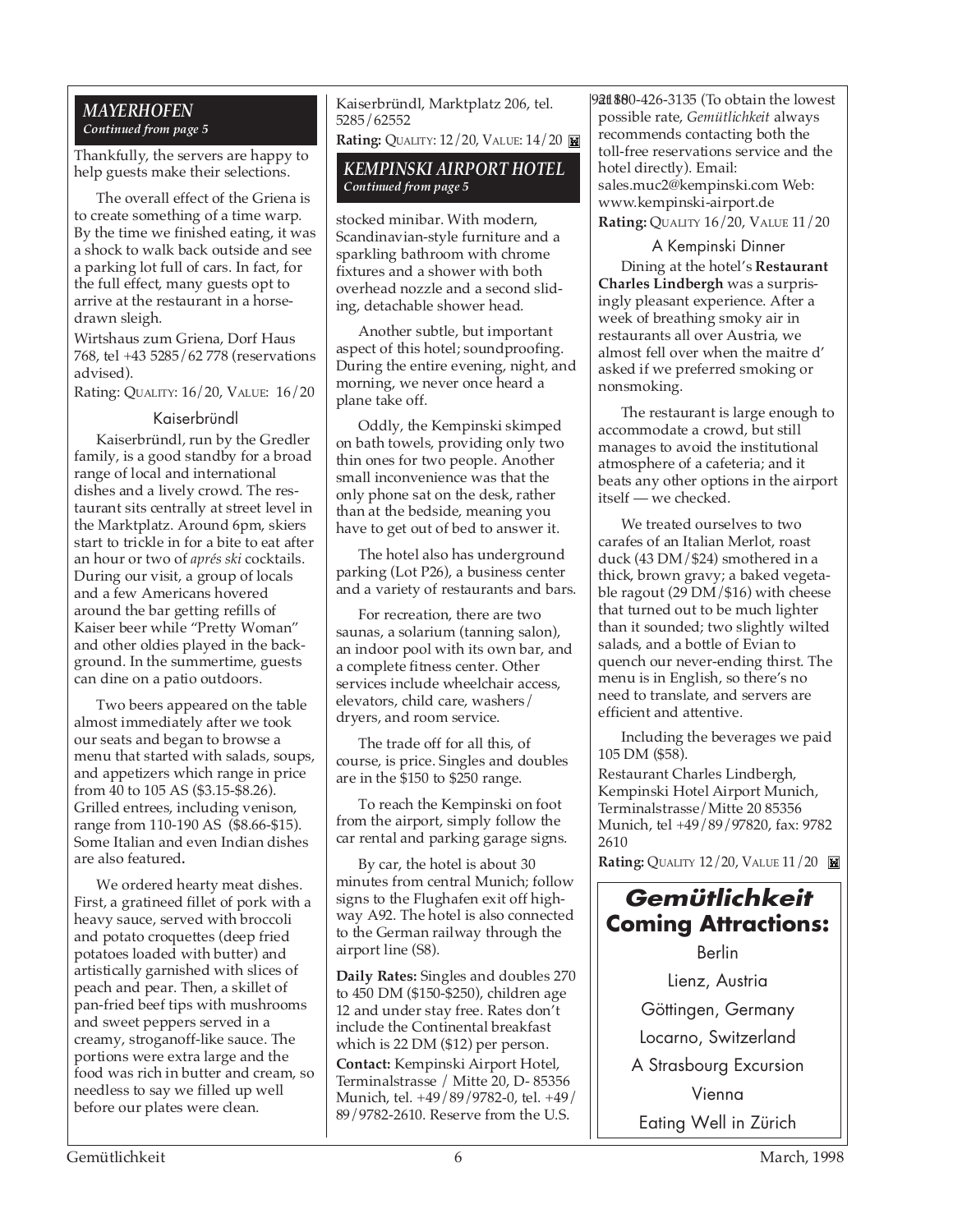## MAYERHOFEN

*Continued from page 5*

Thankfully, the servers are happy to help guests make their selections.

The overall effect of the Griena is to create something of a time warp. By the time we finished eating, it was a shock to walk back outside and see a parking lot full of cars. In fact, for the full effect, many guests opt to arrive at the restaurant in a horse-drawn sleigh.

Wirtshaus zum Griena, Dorf Haus 768, tel +43 5285/62 778 (reservations advised).

Rating: QUALITY: 16/20, VALUE: 16/20

### Kaiserbründl

Kaiserbründl, run by the Gredler family, is a good standby for a broad range of local and international dishes and a lively crowd. The restaurant sits centrally at street level in the Marktplatz. Around 6pm, skiers start to trickle in for a bite to eat after an hour or two of *aprés ski* cocktails. During our visit, a group of locals and a few Americans hovered around the bar getting refills of Kaiser beer while "Pretty Woman" and other oldies played in the background. In the summertime, guests can dine on a patio outdoors.

Two beers appeared on the table almost immediately after we took our seats and began to browse a menu that started with salads, soups, and appetizers which range in price from 40 to 105 AS ($3.15-$8.26). Grilled entrees, including venison, range from 110-190 AS ($8.66-$15). Some Italian and even Indian dishes are also featured.

We ordered hearty meat dishes. First, a gratineed fillet of pork with a heavy sauce, served with broccoli and potato croquettes (deep fried potatoes loaded with butter) and artistically garnished with slices of peach and pear. Then, a skillet of pan-fried beef tips with mushrooms and sweet peppers served in a creamy, stroganoff-like sauce. The portions were extra large and the food was rich in butter and cream, so needless to say we filled up well before our plates were clean.

Kaiserbründl, Marktplatz 206, tel. 5285/62552

**Rating:** QUALITY: 12/20, VALUE: 14/20

## KEMPINSKI AIRPORT HOTEL

*Continued from page 5*

stocked minibar. With modern, Scandinavian-style furniture and a sparkling bathroom with chrome fixtures and a shower with both overhead nozzle and a second sliding, detachable shower head.

Another subtle, but important aspect of this hotel; soundproofing. During the entire evening, night, and morning, we never once heard a plane take off.

Oddly, the Kempinski skimped on bath towels, providing only two thin ones for two people. Another small inconvenience was that the only phone sat on the desk, rather than at the bedside, meaning you have to get out of bed to answer it.

The hotel also has underground parking (Lot P26), a business center and a variety of restaurants and bars.

For recreation, there are two saunas, a solarium (tanning salon), an indoor pool with its own bar, and a complete fitness center. Other services include wheelchair access, elevators, child care, washers/dryers, and room service.

The trade off for all this, of course, is price. Singles and doubles are in the $150 to $250 range.

To reach the Kempinski on foot from the airport, simply follow the car rental and parking garage signs.

By car, the hotel is about 30 minutes from central Munich; follow signs to the Flughafen exit off highway A92. The hotel is also connected to the German railway through the airport line (S8).

**Daily Rates:** Singles and doubles 270 to 450 DM ($150-$250), children age 12 and under stay free. Rates don't include the Continental breakfast which is 22 DM ($12) per person.

**Contact:** Kempinski Airport Hotel, Terminalstrasse / Mitte 20, D- 85356 Munich, tel. +49/89/9782-0, tel. +49/89/9782-2610. Reserve from the U.S. 800-426-3135 (To obtain the lowest possible rate, *Gemütlichkeit* always recommends contacting both the toll-free reservations service and the hotel directly). Email: sales.muc2@kempinski.com Web: www.kempinski-airport.de

**Rating:** QUALITY 16/20, VALUE 11/20

### A Kempinski Dinner

Dining at the hotel's **Restaurant Charles Lindbergh** was a surprisingly pleasant experience. After a week of breathing smoky air in restaurants all over Austria, we almost fell over when the maitre d' asked if we preferred smoking or nonsmoking.

The restaurant is large enough to accommodate a crowd, but still manages to avoid the institutional atmosphere of a cafeteria; and it beats any other options in the airport itself — we checked.

We treated ourselves to two carafes of an Italian Merlot, roast duck (43 DM/$24) smothered in a thick, brown gravy; a baked vegetable ragout (29 DM/$16) with cheese that turned out to be much lighter than it sounded; two slightly wilted salads, and a bottle of Evian to quench our never-ending thirst. The menu is in English, so there's no need to translate, and servers are efficient and attentive.

Including the beverages we paid 105 DM ($58).

Restaurant Charles Lindbergh, Kempinski Hotel Airport Munich, Terminalstrasse/Mitte 20 85356 Munich, tel +49/89/97820, fax: 9782 2610

**Rating:** QUALITY 12/20, VALUE 11/20

## *Gemütlichkeit* Coming Attractions:

Berlin

Lienz, Austria

Göttingen, Germany

Locarno, Switzerland

A Strasbourg Excursion

Vienna

Eating Well in Zürich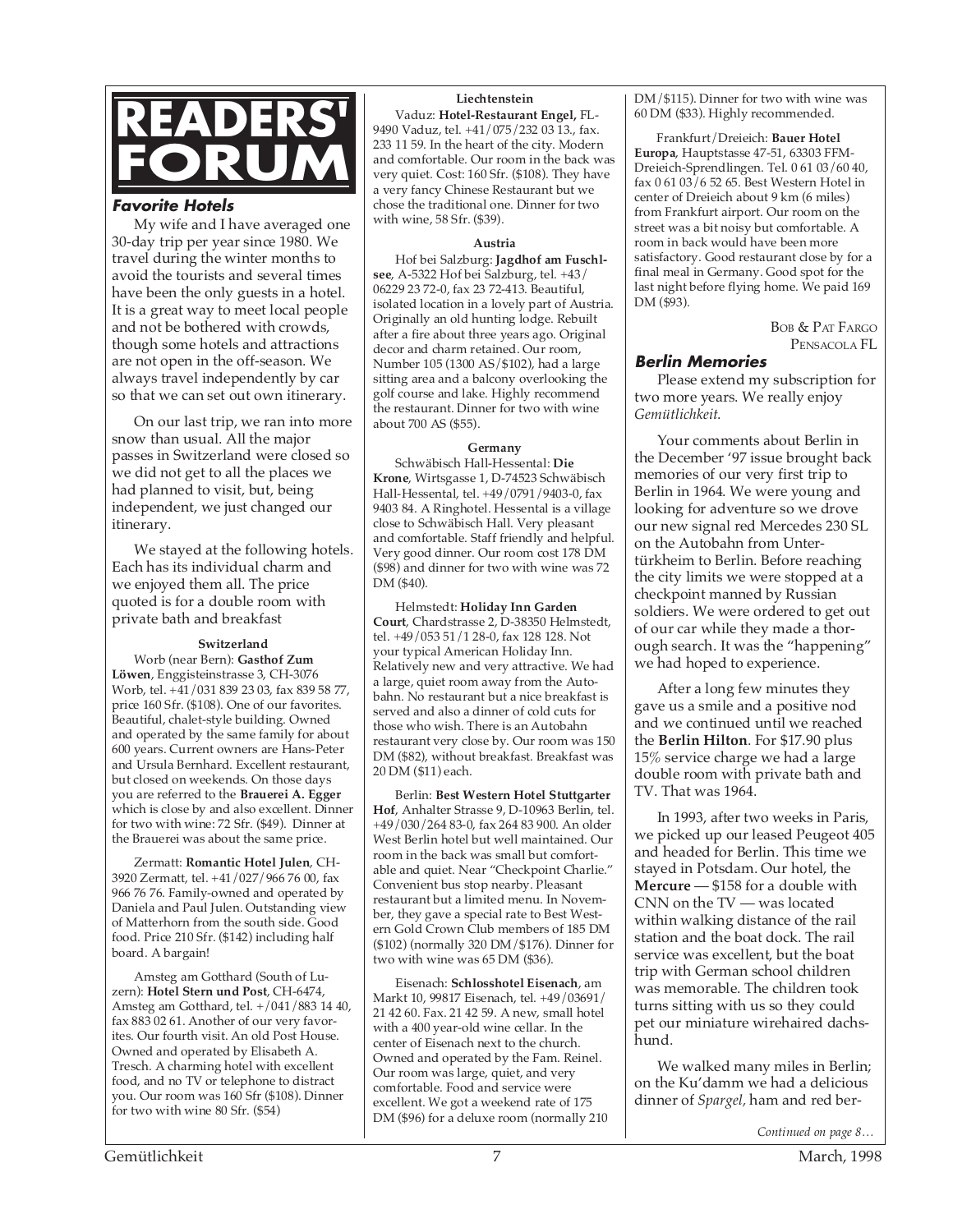# READERS' FORUM

## Favorite Hotels

My wife and I have averaged one 30-day trip per year since 1980. We travel during the winter months to avoid the tourists and several times have been the only guests in a hotel. It is a great way to meet local people and not be bothered with crowds, though some hotels and attractions are not open in the off-season. We always travel independently by car so that we can set out own itinerary.

On our last trip, we ran into more snow than usual. All the major passes in Switzerland were closed so we did not get to all the places we had planned to visit, but, being independent, we just changed our itinerary.

We stayed at the following hotels. Each has its individual charm and we enjoyed them all. The price quoted is for a double room with private bath and breakfast

**Switzerland**

Worb (near Bern): **Gasthof Zum Löwen**, Enggisteinstrasse 3, CH-3076 Worb, tel. +41/031 839 23 03, fax 839 58 77, price 160 Sfr. ($108). One of our favorites. Beautiful, chalet-style building. Owned and operated by the same family for about 600 years. Current owners are Hans-Peter and Ursula Bernhard. Excellent restaurant, but closed on weekends. On those days you are referred to the **Brauerei A. Egger** which is close by and also excellent. Dinner for two with wine: 72 Sfr. ($49). Dinner at the Brauerei was about the same price.

Zermatt: **Romantic Hotel Julen**, CH-3920 Zermatt, tel. +41/027/966 76 00, fax 966 76 76. Family-owned and operated by Daniela and Paul Julen. Outstanding view of Matterhorn from the south side. Good food. Price 210 Sfr. ($142) including half board. A bargain!

Amsteg am Gotthard (South of Luzern): **Hotel Stern und Post**, CH-6474, Amsteg am Gotthard, tel. +/041/883 14 40, fax 883 02 61. Another of our very favorites. Our fourth visit. An old Post House. Owned and operated by Elisabeth A. Tresch. A charming hotel with excellent food, and no TV or telephone to distract you. Our room was 160 Sfr ($108). Dinner for two with wine 80 Sfr. ($54)

**Liechtenstein**

Vaduz: **Hotel-Restaurant Engel,** FL-9490 Vaduz, tel. +41/075/232 03 13., fax. 233 11 59. In the heart of the city. Modern and comfortable. Our room in the back was very quiet. Cost: 160 Sfr. ($108). They have a very fancy Chinese Restaurant but we chose the traditional one. Dinner for two with wine, 58 Sfr. ($39).

**Austria**

Hof bei Salzburg: **Jagdhof am Fuschlsee**, A-5322 Hof bei Salzburg, tel. +43/06229 23 72-0, fax 23 72-413. Beautiful, isolated location in a lovely part of Austria. Originally an old hunting lodge. Rebuilt after a fire about three years ago. Original decor and charm retained. Our room, Number 105 (1300 AS/$102), had a large sitting area and a balcony overlooking the golf course and lake. Highly recommend the restaurant. Dinner for two with wine about 700 AS ($55).

**Germany**

Schwäbisch Hall-Hessental: **Die Krone**, Wirtsgasse 1, D-74523 Schwäbisch Hall-Hessental, tel. +49/0791/9403-0, fax 9403 84. A Ringhotel. Hessental is a village close to Schwäbisch Hall. Very pleasant and comfortable. Staff friendly and helpful. Very good dinner. Our room cost 178 DM ($98) and dinner for two with wine was 72 DM ($40).

Helmstedt: **Holiday Inn Garden Court**, Chardstrasse 2, D-38350 Helmstedt, tel. +49/053 51/1 28-0, fax 128 128. Not your typical American Holiday Inn. Relatively new and very attractive. We had a large, quiet room away from the Autobahn. No restaurant but a nice breakfast is served and also a dinner of cold cuts for those who wish. There is an Autobahn restaurant very close by. Our room was 150 DM ($82), without breakfast. Breakfast was 20 DM ($11) each.

Berlin: **Best Western Hotel Stuttgarter Hof**, Anhalter Strasse 9, D-10963 Berlin, tel. +49/030/264 83-0, fax 264 83 900. An older West Berlin hotel but well maintained. Our room in the back was small but comfortable and quiet. Near "Checkpoint Charlie." Convenient bus stop nearby. Pleasant restaurant but a limited menu. In November, they gave a special rate to Best Western Gold Crown Club members of 185 DM ($102) (normally 320 DM/$176). Dinner for two with wine was 65 DM ($36).

Eisenach: **Schlosshotel Eisenach**, am Markt 10, 99817 Eisenach, tel. +49/03691/21 42 60. Fax. 21 42 59. A new, small hotel with a 400 year-old wine cellar. In the center of Eisenach next to the church. Owned and operated by the Fam. Reinel. Our room was large, quiet, and very comfortable. Food and service were excellent. We got a weekend rate of 175 DM ($96) for a deluxe room (normally 210 DM/$115). Dinner for two with wine was 60 DM ($33). Highly recommended.

Frankfurt/Dreieich: **Bauer Hotel Europa**, Hauptstasse 47-51, 63303 FFM-Dreieich-Sprendlingen. Tel. 0 61 03/60 40, fax 0 61 03/6 52 65. Best Western Hotel in center of Dreieich about 9 km (6 miles) from Frankfurt airport. Our room on the street was a bit noisy but comfortable. A room in back would have been more satisfactory. Good restaurant close by for a final meal in Germany. Good spot for the last night before flying home. We paid 169 DM ($93).

BOB & PAT FARGO
PENSACOLA FL

## Berlin Memories

Please extend my subscription for two more years. We really enjoy *Gemütlichkeit*.

Your comments about Berlin in the December '97 issue brought back memories of our very first trip to Berlin in 1964. We were young and looking for adventure so we drove our new signal red Mercedes 230 SL on the Autobahn from Untertürkheim to Berlin. Before reaching the city limits we were stopped at a checkpoint manned by Russian soldiers. We were ordered to get out of our car while they made a thorough search. It was the "happening" we had hoped to experience.

After a long few minutes they gave us a smile and a positive nod and we continued until we reached the **Berlin Hilton**. For $17.90 plus 15% service charge we had a large double room with private bath and TV. That was 1964.

In 1993, after two weeks in Paris, we picked up our leased Peugeot 405 and headed for Berlin. This time we stayed in Potsdam. Our hotel, the **Mercure** — $158 for a double with CNN on the TV — was located within walking distance of the rail station and the boat dock. The rail service was excellent, but the boat trip with German school children was memorable. The children took turns sitting with us so they could pet our miniature wirehaired dachshund.

We walked many miles in Berlin; on the Ku'damm we had a delicious dinner of *Spargel*, ham and red ber-

*Continued on page 8…*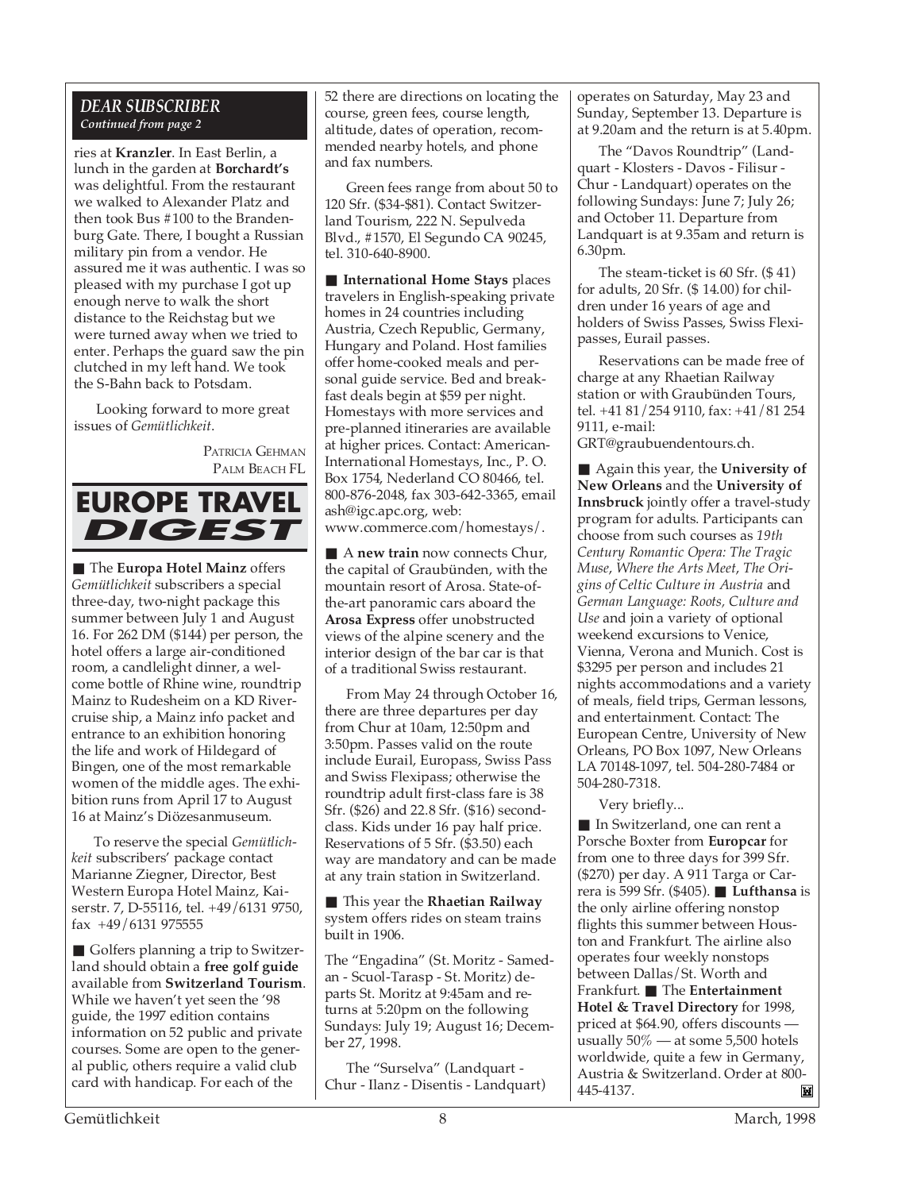## DEAR SUBSCRIBER

*Continued from page 2*

ries at **Kranzler**. In East Berlin, a lunch in the garden at **Borchardt's** was delightful. From the restaurant we walked to Alexander Platz and then took Bus #100 to the Brandenburg Gate. There, I bought a Russian military pin from a vendor. He assured me it was authentic. I was so pleased with my purchase I got up enough nerve to walk the short distance to the Reichstag but we were turned away when we tried to enter. Perhaps the guard saw the pin clutched in my left hand. We took the S-Bahn back to Potsdam.

Looking forward to more great issues of *Gemütlichkeit*.

PATRICIA GEHMAN
PALM BEACH FL

# EUROPE TRAVEL DIGEST

■ The **Europa Hotel Mainz** offers *Gemütlichkeit* subscribers a special three-day, two-night package this summer between July 1 and August 16. For 262 DM ($144) per person, the hotel offers a large air-conditioned room, a candlelight dinner, a welcome bottle of Rhine wine, roundtrip Mainz to Rudesheim on a KD River-cruise ship, a Mainz info packet and entrance to an exhibition honoring the life and work of Hildegard of Bingen, one of the most remarkable women of the middle ages. The exhibition runs from April 17 to August 16 at Mainz's Diözesanmuseum.

To reserve the special *Gemütlichkeit* subscribers' package contact Marianne Ziegner, Director, Best Western Europa Hotel Mainz, Kaiserstr. 7, D-55116, tel. +49/6131 9750, fax +49/6131 975555

■ Golfers planning a trip to Switzerland should obtain a **free golf guide** available from **Switzerland Tourism**. While we haven't yet seen the '98 guide, the 1997 edition contains information on 52 public and private courses. Some are open to the general public, others require a valid club card with handicap. For each of the 52 there are directions on locating the course, green fees, course length, altitude, dates of operation, recommended nearby hotels, and phone and fax numbers.

Green fees range from about 50 to 120 Sfr. ($34-$81). Contact Switzerland Tourism, 222 N. Sepulveda Blvd., #1570, El Segundo CA 90245, tel. 310-640-8900.

■ **International Home Stays** places travelers in English-speaking private homes in 24 countries including Austria, Czech Republic, Germany, Hungary and Poland. Host families offer home-cooked meals and personal guide service. Bed and breakfast deals begin at $59 per night. Homestays with more services and pre-planned itineraries are available at higher prices. Contact: American-International Homestays, Inc., P. O. Box 1754, Nederland CO 80466, tel. 800-876-2048, fax 303-642-3365, email ash@igc.apc.org, web: www.commerce.com/homestays/.

■ A **new train** now connects Chur, the capital of Graubünden, with the mountain resort of Arosa. State-of-the-art panoramic cars aboard the **Arosa Express** offer unobstructed views of the alpine scenery and the interior design of the bar car is that of a traditional Swiss restaurant.

From May 24 through October 16, there are three departures per day from Chur at 10am, 12:50pm and 3:50pm. Passes valid on the route include Eurail, Europass, Swiss Pass and Swiss Flexipass; otherwise the roundtrip adult first-class fare is 38 Sfr. ($26) and 22.8 Sfr. ($16) second-class. Kids under 16 pay half price. Reservations of 5 Sfr. ($3.50) each way are mandatory and can be made at any train station in Switzerland.

■ This year the **Rhaetian Railway** system offers rides on steam trains built in 1906.

The "Engadina" (St. Moritz - Samedan - Scuol-Tarasp - St. Moritz) departs St. Moritz at 9:45am and returns at 5:20pm on the following Sundays: July 19; August 16; December 27, 1998.

The "Surselva" (Landquart - Chur - Ilanz - Disentis - Landquart) operates on Saturday, May 23 and Sunday, September 13. Departure is at 9.20am and the return is at 5.40pm.

The "Davos Roundtrip" (Landquart - Klosters - Davos - Filisur - Chur - Landquart) operates on the following Sundays: June 7; July 26; and October 11. Departure from Landquart is at 9.35am and return is 6.30pm.

The steam-ticket is 60 Sfr. ($ 41) for adults, 20 Sfr. ($ 14.00) for children under 16 years of age and holders of Swiss Passes, Swiss Flexipasses, Eurail passes.

Reservations can be made free of charge at any Rhaetian Railway station or with Graubünden Tours, tel. +41 81/254 9110, fax: +41/81 254 9111, e-mail: GRT@graubuendentours.ch.

■ Again this year, the **University of New Orleans** and the **University of Innsbruck** jointly offer a travel-study program for adults. Participants can choose from such courses as *19th Century Romantic Opera: The Tragic Muse*, *Where the Arts Meet*, *The Origins of Celtic Culture in Austria* and *German Language: Roots, Culture and Use* and join a variety of optional weekend excursions to Venice, Vienna, Verona and Munich. Cost is $3295 per person and includes 21 nights accommodations and a variety of meals, field trips, German lessons, and entertainment. Contact: The European Centre, University of New Orleans, PO Box 1097, New Orleans LA 70148-1097, tel. 504-280-7484 or 504-280-7318.

Very briefly...

■ In Switzerland, one can rent a Porsche Boxter from **Europcar** for from one to three days for 399 Sfr. ($270) per day. A 911 Targa or Carrera is 599 Sfr. ($405). ■ **Lufthansa** is the only airline offering nonstop flights this summer between Houston and Frankfurt. The airline also operates four weekly nonstops between Dallas/St. Worth and Frankfurt. ■ The **Entertainment Hotel & Travel Directory** for 1998, priced at $64.90, offers discounts — usually 50% — at some 5,500 hotels worldwide, quite a few in Germany, Austria & Switzerland. Order at 800-445-4137.